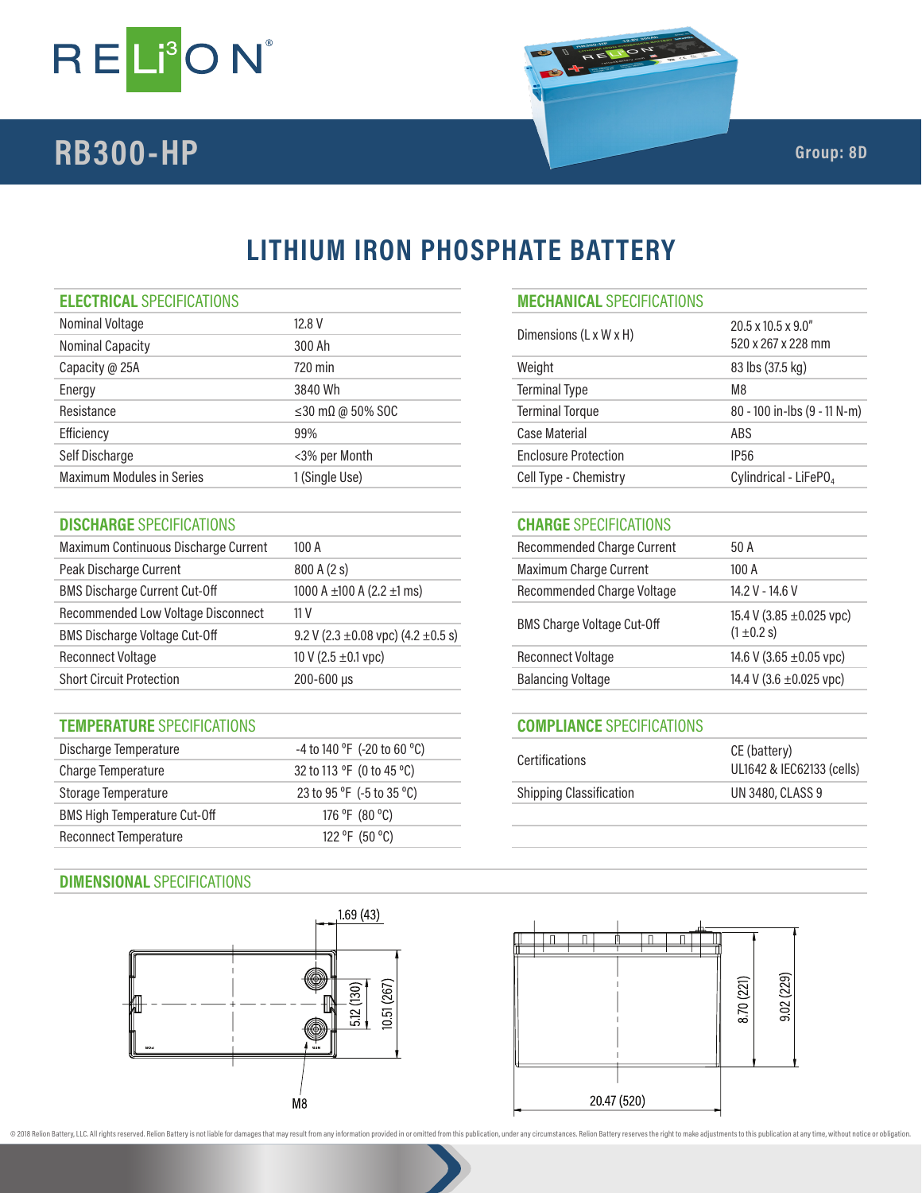# RB300-HP

Group: 8D

## LITHIUM IRON PHOSPHATE BATTERY

### ELECTRICAL SPECIFICATIONS

| | |
|---|---|
| Nominal Voltage | 12.8 V |
| Nominal Capacity | 300 Ah |
| Capacity @ 25A | 720 min |
| Energy | 3840 Wh |
| Resistance | ≤30 mΩ @ 50% SOC |
| Efficiency | 99% |
| Self Discharge | <3% per Month |
| Maximum Modules in Series | 1 (Single Use) |

### MECHANICAL SPECIFICATIONS

| | |
|---|---|
| Dimensions (L x W x H) | 20.5 x 10.5 x 9.0" 520 x 267 x 228 mm |
| Weight | 83 lbs (37.5 kg) |
| Terminal Type | M8 |
| Terminal Torque | 80 - 100 in-lbs (9 - 11 N-m) |
| Case Material | ABS |
| Enclosure Protection | IP56 |
| Cell Type - Chemistry | Cylindrical - $LiFePO_4$ |

### DISCHARGE SPECIFICATIONS

| | |
|---|---|
| Maximum Continuous Discharge Current | 100 A |
| Peak Discharge Current | 800 A (2 s) |
| BMS Discharge Current Cut-Off | 1000 A ±100 A (2.2 ±1 ms) |
| Recommended Low Voltage Disconnect | 11 V |
| BMS Discharge Voltage Cut-Off | 9.2 V (2.3 ±0.08 vpc) (4.2 ±0.5 s) |
| Reconnect Voltage | 10 V (2.5 ±0.1 vpc) |
| Short Circuit Protection | 200-600 µs |

### CHARGE SPECIFICATIONS

| | |
|---|---|
| Recommended Charge Current | 50 A |
| Maximum Charge Current | 100 A |
| Recommended Charge Voltage | 14.2 V - 14.6 V |
| BMS Charge Voltage Cut-Off | 15.4 V (3.85 ±0.025 vpc) (1 ±0.2 s) |
| Reconnect Voltage | 14.6 V (3.65 ±0.05 vpc) |
| Balancing Voltage | 14.4 V (3.6 ±0.025 vpc) |

### TEMPERATURE SPECIFICATIONS

| | |
|---|---|
| Discharge Temperature | -4 to 140 °F (-20 to 60 °C) |
| Charge Temperature | 32 to 113 °F (0 to 45 °C) |
| Storage Temperature | 23 to 95 °F (-5 to 35 °C) |
| BMS High Temperature Cut-Off | 176 °F (80 °C) |
| Reconnect Temperature | 122 °F (50 °C) |

### COMPLIANCE SPECIFICATIONS

| | |
|---|---|
| Certifications | CE (battery) UL1642 & IEC62133 (cells) |
| Shipping Classification | UN 3480, CLASS 9 |

### DIMENSIONAL SPECIFICATIONS

1.69 (43)

5.12 (130)

10.51 (267)

M8

8.70 (221)

9.02 (229)

20.47 (520)

© 2018 Relion Battery, LLC. All rights reserved. Relion Battery is not liable for damages that may result from any information provided in or omitted from this publication, under any circumstances. Relion Battery reserves the right to make adjustments to this publication at any time, without notice or obligation.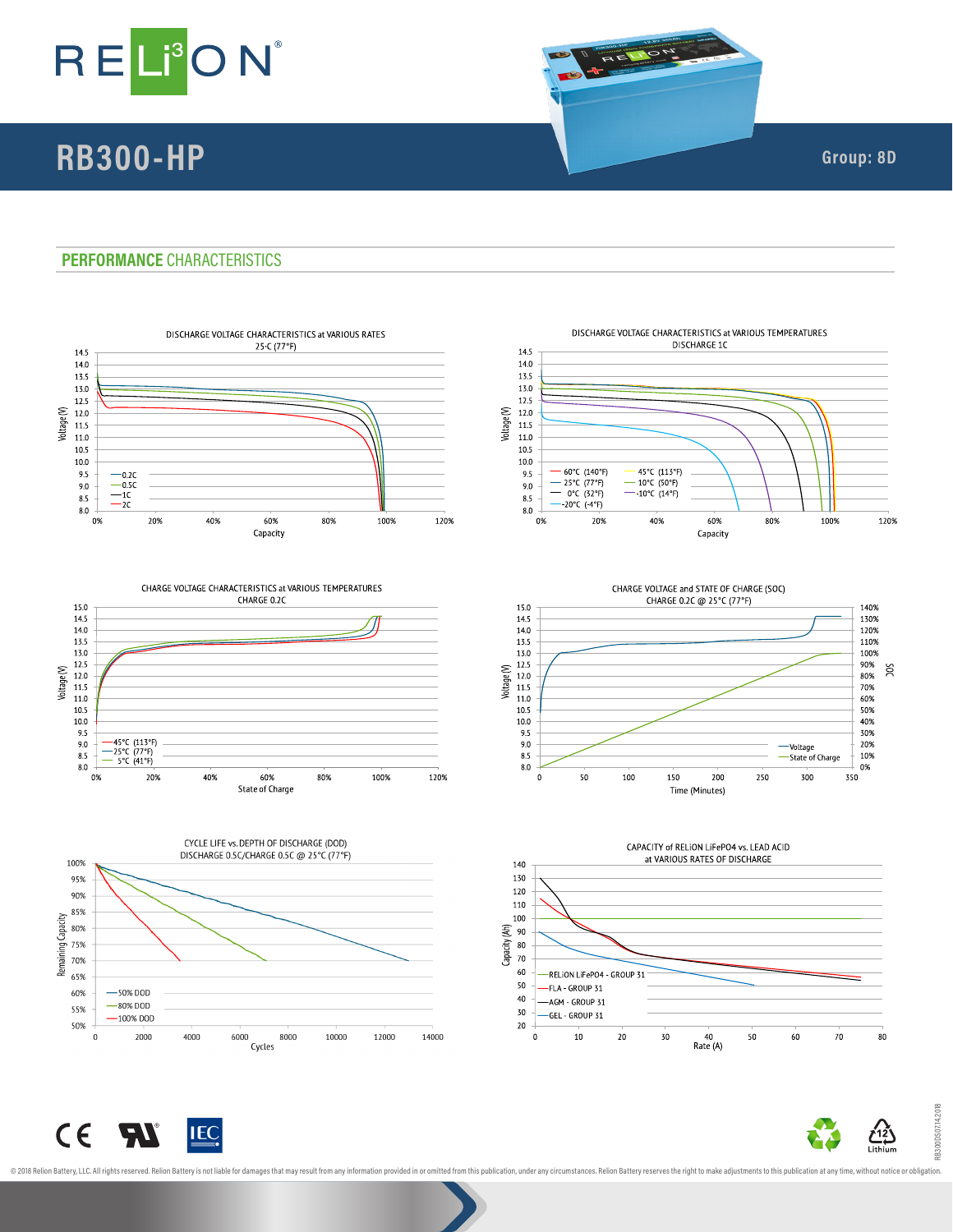# RB300-HP

Group: 8D

## PERFORMANCE CHARACTERISTICS

DISCHARGE VOLTAGE CHARACTERISTICS at VARIOUS RATES
25°C (77°F)

Voltage (V)
14.5
14.0
13.5
13.0
12.5
12.0
11.5
11.0
10.5
10.0
9.5
9.0
8.5
8.0

0.2C
0.5C
1C
2C

0% 20% 40% 60% 80% 100% 120%
Capacity

DISCHARGE VOLTAGE CHARACTERISTICS at VARIOUS TEMPERATURES
DISCHARGE 1C

Voltage (V)
14.5
14.0
13.5
13.0
12.5
12.0
11.5
11.0
10.5
10.0
9.5
9.0
8.5
8.0

60°C (140°F)
45°C (113°F)
25°C (77°F)
10°C (50°F)
0°C (32°F)
-10°C (14°F)
-20°C (-4°F)

0% 20% 40% 60% 80% 100% 120%
Capacity

CHARGE VOLTAGE CHARACTERISTICS at VARIOUS TEMPERATURES
CHARGE 0.2C

Voltage (V)
15.0
14.5
14.0
13.5
13.0
12.5
12.0
11.5
11.0
10.5
10.0
9.5
9.0
8.5
8.0

45°C (113°F)
25°C (77°F)
5°C (41°F)

0% 20% 40% 60% 80% 100% 120%
State of Charge

CHARGE VOLTAGE and STATE OF CHARGE (SOC)
CHARGE 0.2C @ 25°C (77°F)

Voltage (V)
15.0
14.5
14.0
13.5
13.0
12.5
12.0
11.5
11.0
10.5
10.0
9.5
9.0
8.5
8.0

SOC
140%
130%
120%
110%
100%
90%
80%
70%
60%
50%
40%
30%
20%
10%
0%

Voltage
State of Charge

0 50 100 150 200 250 300 350
Time (Minutes)

CYCLE LIFE vs. DEPTH OF DISCHARGE (DOD)
DISCHARGE 0.5C/CHARGE 0.5C @ 25°C (77°F)

Remaining Capacity
100%
95%
90%
85%
80%
75%
70%
65%
60%
55%
50%

50% DOD
80% DOD
100% DOD

0 2000 4000 6000 8000 10000 12000 14000
Cycles

CAPACITY of RELiON LiFePO4 vs. LEAD ACID
at VARIOUS RATES OF DISCHARGE

Capacity (Ah)
140
130
120
110
100
90
80
70
60
50
40
30
20

RELiON LiFePO4 - GROUP 31
FLA - GROUP 31
AGM - GROUP 31
GEL - GROUP 31

0 10 20 30 40 50 60 70 80
Rate (A)

© 2018 Relion Battery, LLC. All rights reserved. Relion Battery is not liable for damages that may result from any information provided in or omitted from this publication, under any circumstances. Relion Battery reserves the right to make adjustments to this publication at any time, without notice or obligation.

RB300DS07.14.2018